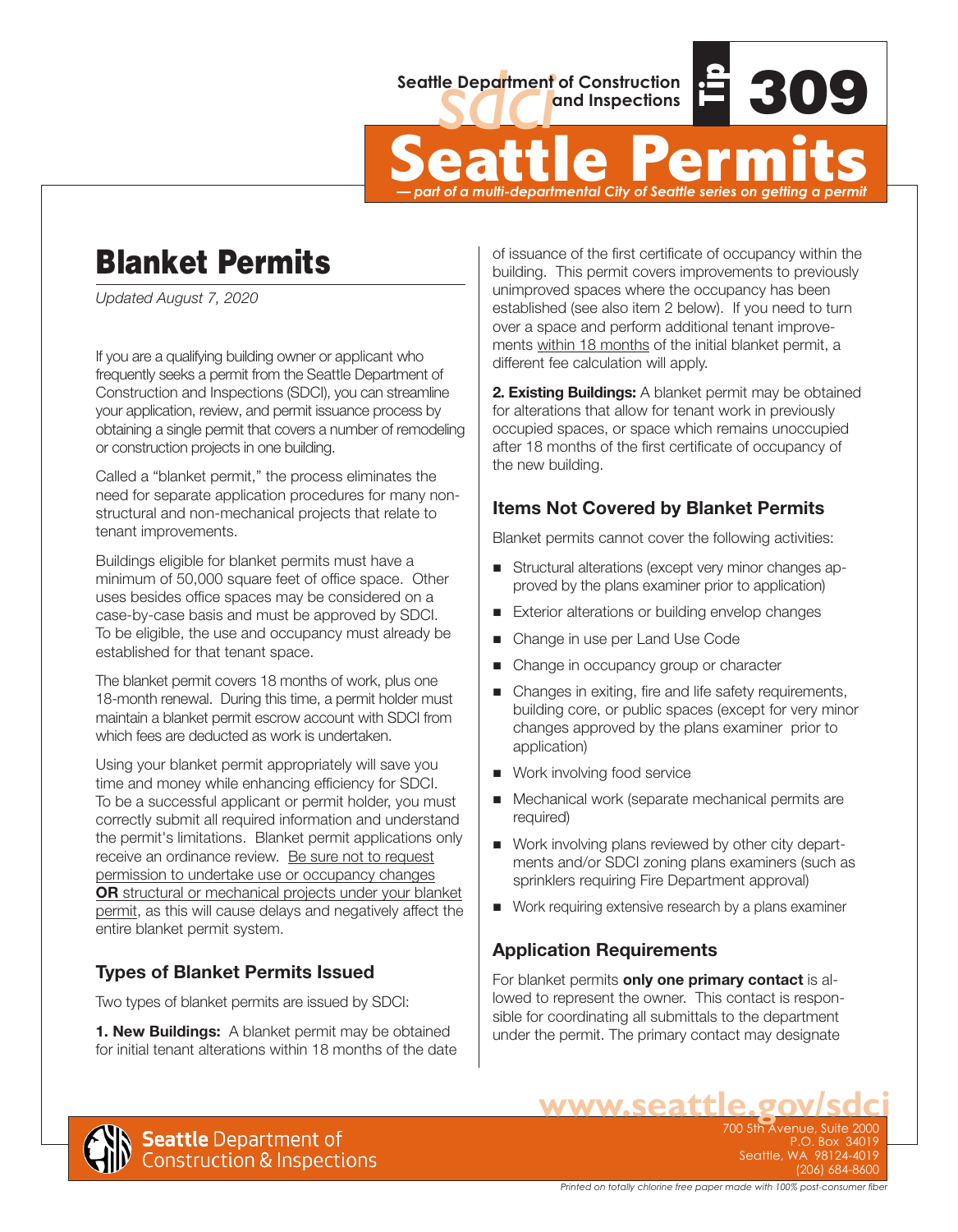Seattle Department of Construction and Inspections

Tip 309

# Seattle Permits

*— part of a multi-departmental City of Seattle series on getting a permit*

# Blanket Permits

*Updated August 7, 2020*

If you are a qualifying building owner or applicant who frequently seeks a permit from the Seattle Department of Construction and Inspections (SDCI), you can streamline your application, review, and permit issuance process by obtaining a single permit that covers a number of remodeling or construction projects in one building.

Called a "blanket permit," the process eliminates the need for separate application procedures for many non-structural and non-mechanical projects that relate to tenant improvements.

Buildings eligible for blanket permits must have a minimum of 50,000 square feet of office space. Other uses besides office spaces may be considered on a case-by-case basis and must be approved by SDCI. To be eligible, the use and occupancy must already be established for that tenant space.

The blanket permit covers 18 months of work, plus one 18-month renewal. During this time, a permit holder must maintain a blanket permit escrow account with SDCI from which fees are deducted as work is undertaken.

Using your blanket permit appropriately will save you time and money while enhancing efficiency for SDCI. To be a successful applicant or permit holder, you must correctly submit all required information and understand the permit's limitations. Blanket permit applications only receive an ordinance review. Be sure not to request permission to undertake use or occupancy changes **OR** structural or mechanical projects under your blanket permit, as this will cause delays and negatively affect the entire blanket permit system.

### Types of Blanket Permits Issued

Two types of blanket permits are issued by SDCI:

**1. New Buildings:** A blanket permit may be obtained for initial tenant alterations within 18 months of the date of issuance of the first certificate of occupancy within the building. This permit covers improvements to previously unimproved spaces where the occupancy has been established (see also item 2 below). If you need to turn over a space and perform additional tenant improvements within 18 months of the initial blanket permit, a different fee calculation will apply.

**2. Existing Buildings:** A blanket permit may be obtained for alterations that allow for tenant work in previously occupied spaces, or space which remains unoccupied after 18 months of the first certificate of occupancy of the new building.

### Items Not Covered by Blanket Permits

Blanket permits cannot cover the following activities:

- Structural alterations (except very minor changes approved by the plans examiner prior to application)
- Exterior alterations or building envelop changes
- Change in use per Land Use Code
- Change in occupancy group or character
- Changes in exiting, fire and life safety requirements, building core, or public spaces (except for very minor changes approved by the plans examiner prior to application)
- Work involving food service
- Mechanical work (separate mechanical permits are required)
- Work involving plans reviewed by other city departments and/or SDCI zoning plans examiners (such as sprinklers requiring Fire Department approval)
- Work requiring extensive research by a plans examiner

### Application Requirements

For blanket permits **only one primary contact** is allowed to represent the owner. This contact is responsible for coordinating all submittals to the department under the permit. The primary contact may designate

www.seattle.gov/sdci

700 5th Avenue, Suite 2000
P.O. Box 34019
Seattle, WA 98124-4019
(206) 684-8600

Seattle Department of Construction & Inspections

*Printed on totally chlorine free paper made with 100% post-consumer fiber*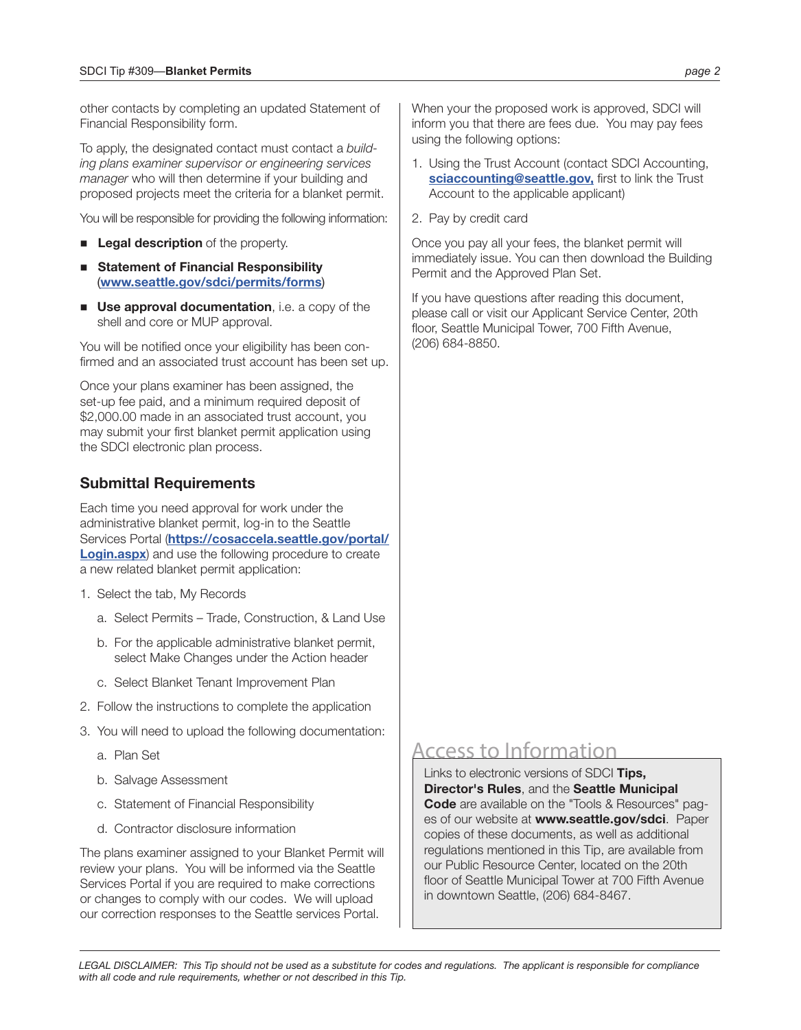other contacts by completing an updated Statement of Financial Responsibility form.

To apply, the designated contact must contact a *building plans examiner supervisor or engineering services manager* who will then determine if your building and proposed projects meet the criteria for a blanket permit.

You will be responsible for providing the following information:

- **Legal description** of the property.
- **Statement of Financial Responsibility** (**www.seattle.gov/sdci/permits/forms**)
- **Use approval documentation**, i.e. a copy of the shell and core or MUP approval.

You will be notified once your eligibility has been confirmed and an associated trust account has been set up.

Once your plans examiner has been assigned, the set-up fee paid, and a minimum required deposit of $2,000.00 made in an associated trust account, you may submit your first blanket permit application using the SDCI electronic plan process.

## Submittal Requirements

Each time you need approval for work under the administrative blanket permit, log-in to the Seattle Services Portal (**https://cosaccela.seattle.gov/portal/Login.aspx**) and use the following procedure to create a new related blanket permit application:

1. Select the tab, My Records
   a. Select Permits – Trade, Construction, & Land Use
   b. For the applicable administrative blanket permit, select Make Changes under the Action header
   c. Select Blanket Tenant Improvement Plan
2. Follow the instructions to complete the application
3. You will need to upload the following documentation:
   a. Plan Set
   b. Salvage Assessment
   c. Statement of Financial Responsibility
   d. Contractor disclosure information

The plans examiner assigned to your Blanket Permit will review your plans. You will be informed via the Seattle Services Portal if you are required to make corrections or changes to comply with our codes. We will upload our correction responses to the Seattle services Portal.

When your the proposed work is approved, SDCI will inform you that there are fees due. You may pay fees using the following options:

1. Using the Trust Account (contact SDCI Accounting, **sciaccounting@seattle.gov,** first to link the Trust Account to the applicable applicant)
2. Pay by credit card

Once you pay all your fees, the blanket permit will immediately issue. You can then download the Building Permit and the Approved Plan Set.

If you have questions after reading this document, please call or visit our Applicant Service Center, 20th floor, Seattle Municipal Tower, 700 Fifth Avenue, (206) 684-8850.

## Access to Information

Links to electronic versions of SDCI **Tips, Director's Rules**, and the **Seattle Municipal Code** are available on the "Tools & Resources" pages of our website at **www.seattle.gov/sdci**. Paper copies of these documents, as well as additional regulations mentioned in this Tip, are available from our Public Resource Center, located on the 20th floor of Seattle Municipal Tower at 700 Fifth Avenue in downtown Seattle, (206) 684-8467.

*LEGAL DISCLAIMER: This Tip should not be used as a substitute for codes and regulations. The applicant is responsible for compliance with all code and rule requirements, whether or not described in this Tip.*